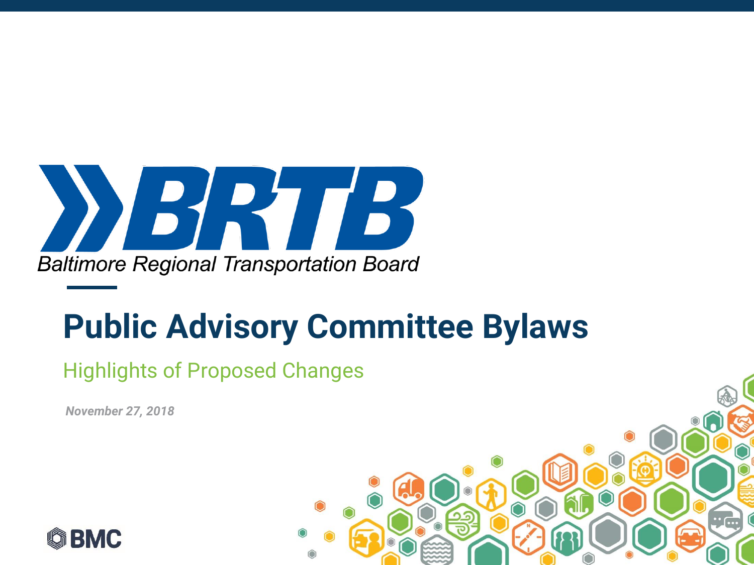BRTB

Baltimore Regional Transportation Board

# Public Advisory Committee Bylaws

## Highlights of Proposed Changes

*November 27, 2018*

BMC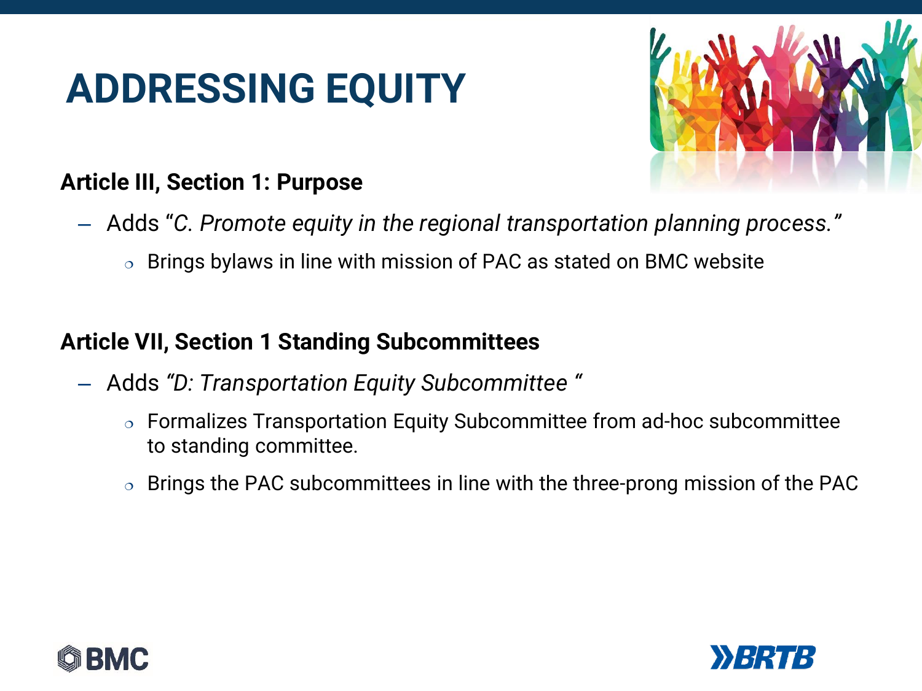# ADDRESSING EQUITY

**Article III, Section 1: Purpose**

- Adds "*C. Promote equity in the regional transportation planning process.*"
  - Brings bylaws in line with mission of PAC as stated on BMC website

**Article VII, Section 1 Standing Subcommittees**

- Adds *"D: Transportation Equity Subcommittee "*
  - Formalizes Transportation Equity Subcommittee from ad-hoc subcommittee to standing committee.
  - Brings the PAC subcommittees in line with the three-prong mission of the PAC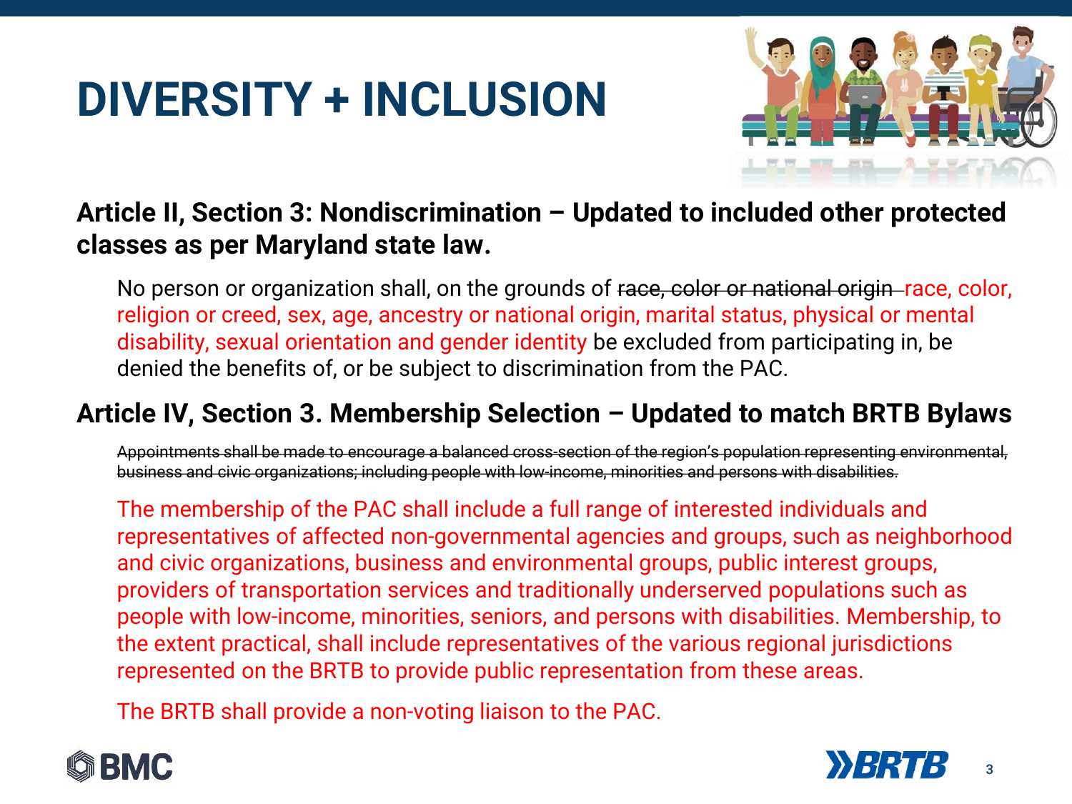# DIVERSITY + INCLUSION

**Article II, Section 3: Nondiscrimination – Updated to included other protected classes as per Maryland state law.**

No person or organization shall, on the grounds of ~~race, color or national origin~~ race, color, religion or creed, sex, age, ancestry or national origin, marital status, physical or mental disability, sexual orientation and gender identity be excluded from participating in, be denied the benefits of, or be subject to discrimination from the PAC.

**Article IV, Section 3. Membership Selection – Updated to match BRTB Bylaws**

~~Appointments shall be made to encourage a balanced cross-section of the region's population representing environmental, business and civic organizations; including people with low-income, minorities and persons with disabilities.~~

The membership of the PAC shall include a full range of interested individuals and representatives of affected non-governmental agencies and groups, such as neighborhood and civic organizations, business and environmental groups, public interest groups, providers of transportation services and traditionally underserved populations such as people with low-income, minorities, seniors, and persons with disabilities. Membership, to the extent practical, shall include representatives of the various regional jurisdictions represented on the BRTB to provide public representation from these areas.

The BRTB shall provide a non-voting liaison to the PAC.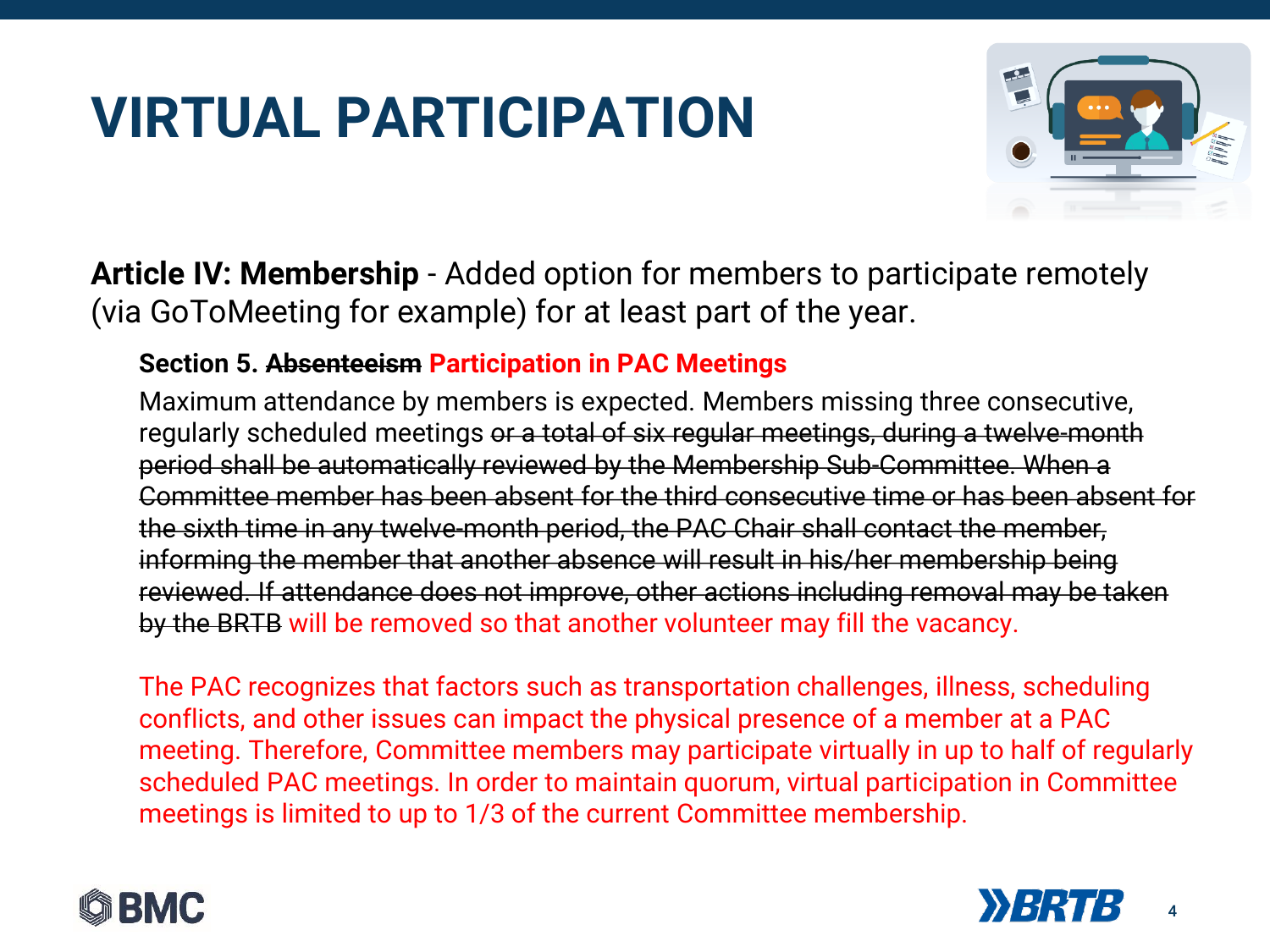# VIRTUAL PARTICIPATION

**Article IV: Membership** - Added option for members to participate remotely (via GoToMeeting for example) for at least part of the year.

**Section 5. ~~Absenteeism~~ Participation in PAC Meetings**

Maximum attendance by members is expected. Members missing three consecutive, regularly scheduled meetings ~~or a total of six regular meetings, during a twelve-month period shall be automatically reviewed by the Membership Sub-Committee. When a Committee member has been absent for the third consecutive time or has been absent for the sixth time in any twelve-month period, the PAC Chair shall contact the member, informing the member that another absence will result in his/her membership being reviewed. If attendance does not improve, other actions including removal may be taken by the BRTB~~ will be removed so that another volunteer may fill the vacancy.

The PAC recognizes that factors such as transportation challenges, illness, scheduling conflicts, and other issues can impact the physical presence of a member at a PAC meeting. Therefore, Committee members may participate virtually in up to half of regularly scheduled PAC meetings. In order to maintain quorum, virtual participation in Committee meetings is limited to up to 1/3 of the current Committee membership.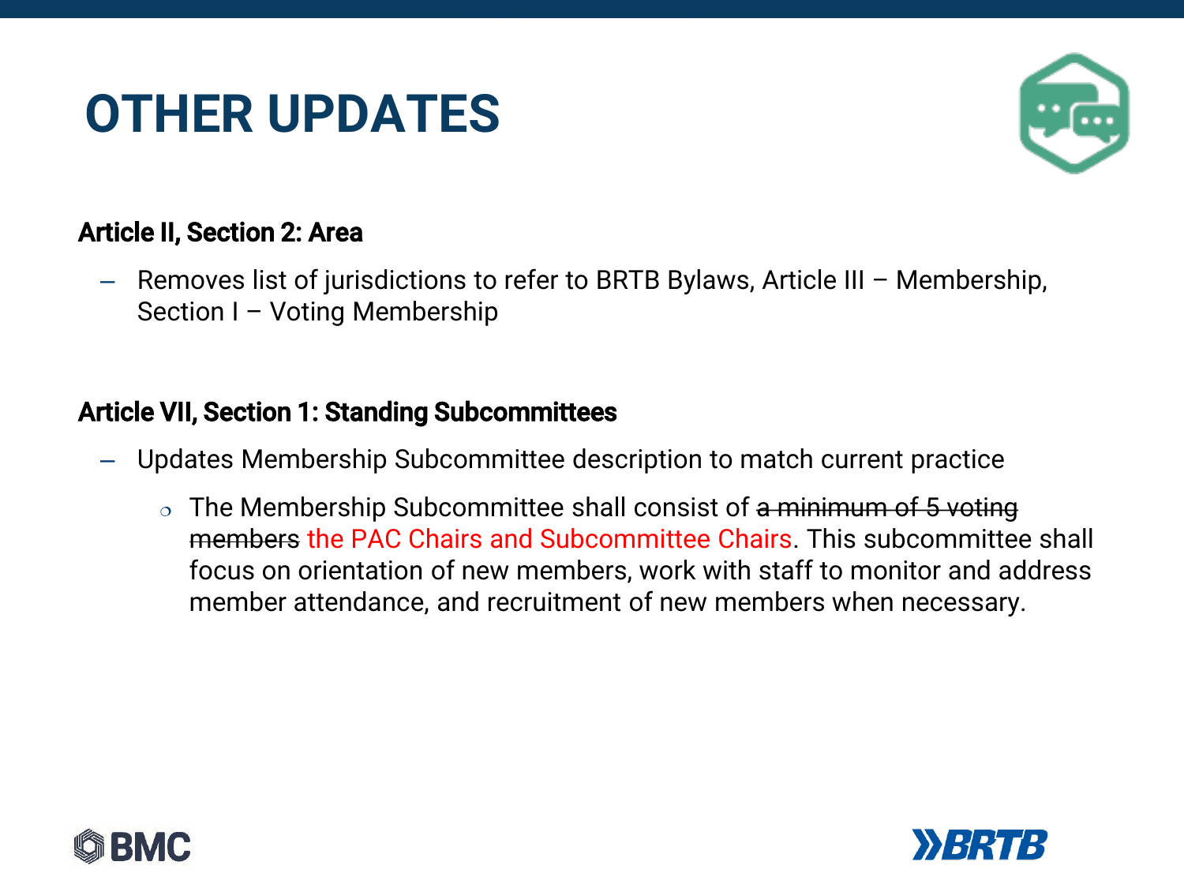# OTHER UPDATES

**Article II, Section 2: Area**

- Removes list of jurisdictions to refer to BRTB Bylaws, Article III – Membership, Section I – Voting Membership

**Article VII, Section 1: Standing Subcommittees**

- Updates Membership Subcommittee description to match current practice
  - The Membership Subcommittee shall consist of ~~a minimum of 5 voting members~~ the PAC Chairs and Subcommittee Chairs. This subcommittee shall focus on orientation of new members, work with staff to monitor and address member attendance, and recruitment of new members when necessary.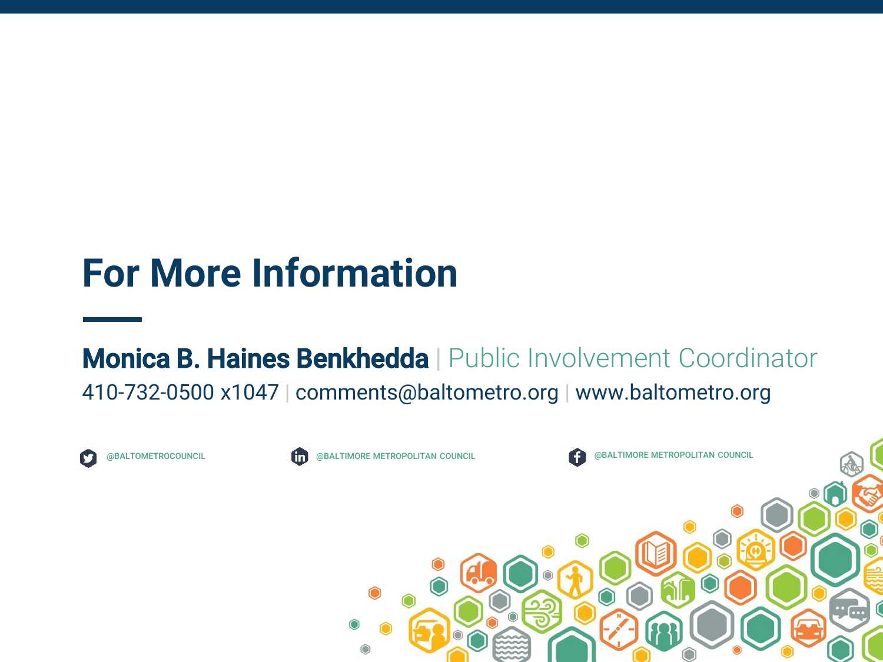# For More Information

**Monica B. Haines Benkhedda** | Public Involvement Coordinator

410-732-0500 x1047 | comments@baltometro.org | www.baltometro.org

@BALTOMETROCOUNCIL

@BALTIMORE METROPOLITAN COUNCIL

@BALTIMORE METROPOLITAN COUNCIL